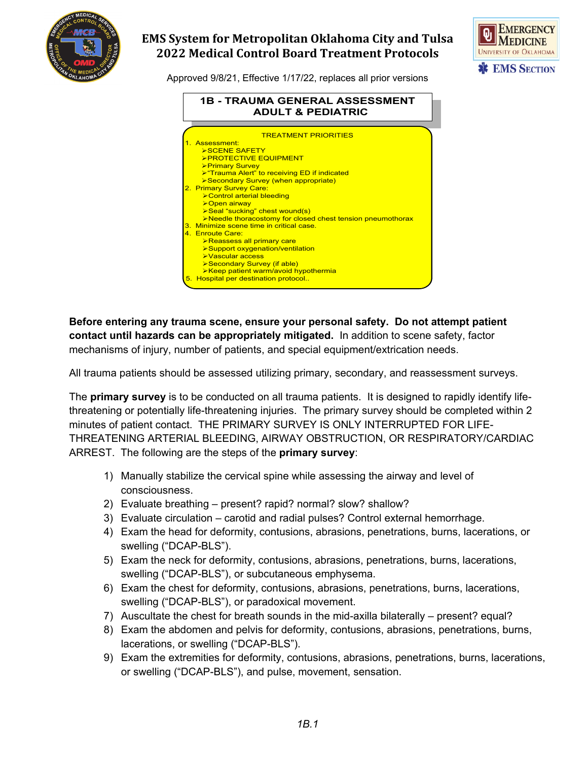# EMS System for Metropolitan Oklahoma City and Tulsa
# 2022 Medical Control Board Treatment Protocols

Approved 9/8/21, Effective 1/17/22, replaces all prior versions

## 1B - TRAUMA GENERAL ASSESSMENT ADULT & PEDIATRIC

**TREATMENT PRIORITIES**

1. Assessment:
   - ➢SCENE SAFETY
   - ➢PROTECTIVE EQUIPMENT
   - ➢Primary Survey
   - ➢"Trauma Alert" to receiving ED if indicated
   - ➢Secondary Survey (when appropriate)
2. Primary Survey Care:
   - ➢Control arterial bleeding
   - ➢Open airway
   - ➢Seal "sucking" chest wound(s)
   - ➢Needle thoracostomy for closed chest tension pneumothorax
3. Minimize scene time in critical case.
4. Enroute Care:
   - ➢Reassess all primary care
   - ➢Support oxygenation/ventilation
   - ➢Vascular access
   - ➢Secondary Survey (if able)
   - ➢Keep patient warm/avoid hypothermia
5. Hospital per destination protocol..

**Before entering any trauma scene, ensure your personal safety. Do not attempt patient contact until hazards can be appropriately mitigated.** In addition to scene safety, factor mechanisms of injury, number of patients, and special equipment/extrication needs.

All trauma patients should be assessed utilizing primary, secondary, and reassessment surveys.

The **primary survey** is to be conducted on all trauma patients. It is designed to rapidly identify life-threatening or potentially life-threatening injuries. The primary survey should be completed within 2 minutes of patient contact. THE PRIMARY SURVEY IS ONLY INTERRUPTED FOR LIFE-THREATENING ARTERIAL BLEEDING, AIRWAY OBSTRUCTION, OR RESPIRATORY/CARDIAC ARREST. The following are the steps of the **primary survey**:

1) Manually stabilize the cervical spine while assessing the airway and level of consciousness.
2) Evaluate breathing – present? rapid? normal? slow? shallow?
3) Evaluate circulation – carotid and radial pulses? Control external hemorrhage.
4) Exam the head for deformity, contusions, abrasions, penetrations, burns, lacerations, or swelling ("DCAP-BLS").
5) Exam the neck for deformity, contusions, abrasions, penetrations, burns, lacerations, swelling ("DCAP-BLS"), or subcutaneous emphysema.
6) Exam the chest for deformity, contusions, abrasions, penetrations, burns, lacerations, swelling ("DCAP-BLS"), or paradoxical movement.
7) Auscultate the chest for breath sounds in the mid-axilla bilaterally – present? equal?
8) Exam the abdomen and pelvis for deformity, contusions, abrasions, penetrations, burns, lacerations, or swelling ("DCAP-BLS").
9) Exam the extremities for deformity, contusions, abrasions, penetrations, burns, lacerations, or swelling ("DCAP-BLS"), and pulse, movement, sensation.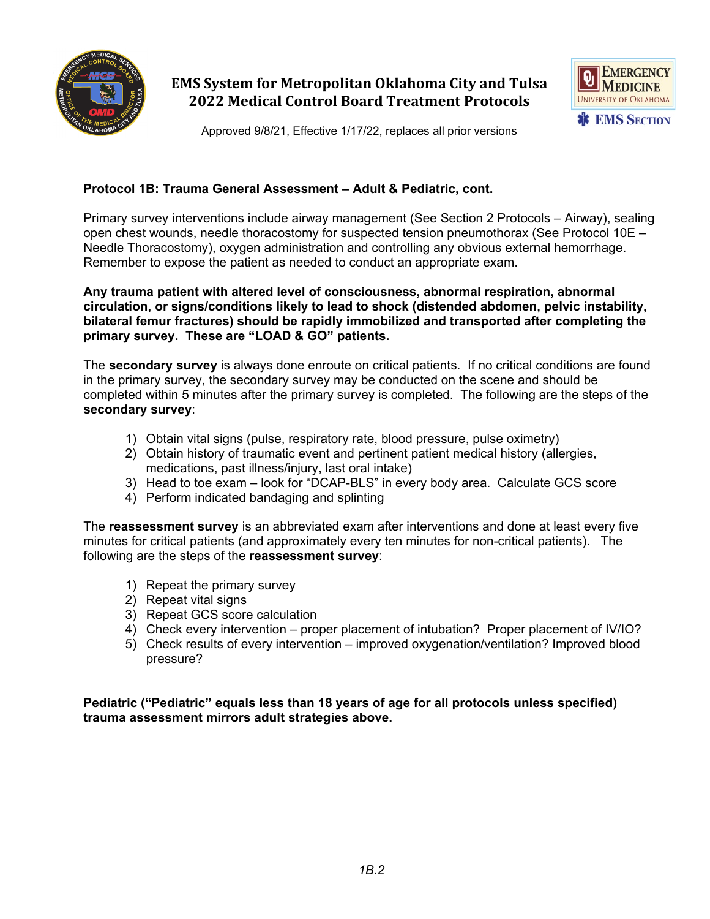**Protocol 1B: Trauma General Assessment – Adult & Pediatric, cont.**

Primary survey interventions include airway management (See Section 2 Protocols – Airway), sealing open chest wounds, needle thoracostomy for suspected tension pneumothorax (See Protocol 10E – Needle Thoracostomy), oxygen administration and controlling any obvious external hemorrhage. Remember to expose the patient as needed to conduct an appropriate exam.

**Any trauma patient with altered level of consciousness, abnormal respiration, abnormal circulation, or signs/conditions likely to lead to shock (distended abdomen, pelvic instability, bilateral femur fractures) should be rapidly immobilized and transported after completing the primary survey. These are "LOAD & GO" patients.**

The **secondary survey** is always done enroute on critical patients. If no critical conditions are found in the primary survey, the secondary survey may be conducted on the scene and should be completed within 5 minutes after the primary survey is completed. The following are the steps of the **secondary survey**:

1) Obtain vital signs (pulse, respiratory rate, blood pressure, pulse oximetry)
2) Obtain history of traumatic event and pertinent patient medical history (allergies, medications, past illness/injury, last oral intake)
3) Head to toe exam – look for "DCAP-BLS" in every body area. Calculate GCS score
4) Perform indicated bandaging and splinting

The **reassessment survey** is an abbreviated exam after interventions and done at least every five minutes for critical patients (and approximately every ten minutes for non-critical patients). The following are the steps of the **reassessment survey**:

1) Repeat the primary survey
2) Repeat vital signs
3) Repeat GCS score calculation
4) Check every intervention – proper placement of intubation? Proper placement of IV/IO?
5) Check results of every intervention – improved oxygenation/ventilation? Improved blood pressure?

**Pediatric ("Pediatric" equals less than 18 years of age for all protocols unless specified) trauma assessment mirrors adult strategies above.**